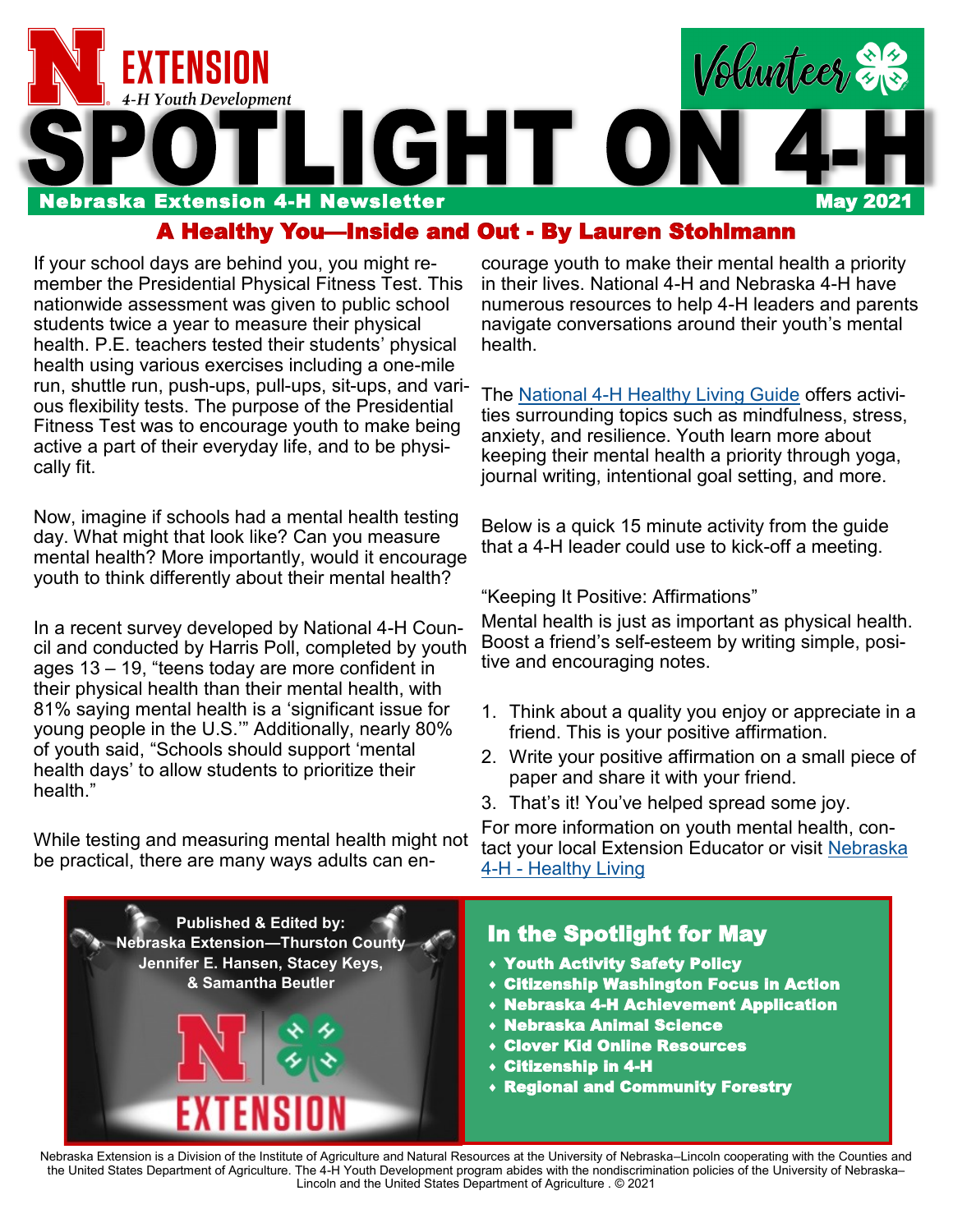# SPOTLIGHT ON 4-H

EXTENSION
4-H Youth Development

Volunteer

**Nebraska Extension 4-H Newsletter** — **May 2021**

## A Healthy You—Inside and Out - By Lauren Stohlmann

If your school days are behind you, you might remember the Presidential Physical Fitness Test. This nationwide assessment was given to public school students twice a year to measure their physical health. P.E. teachers tested their students' physical health using various exercises including a one-mile run, shuttle run, push-ups, pull-ups, sit-ups, and various flexibility tests. The purpose of the Presidential Fitness Test was to encourage youth to make being active a part of their everyday life, and to be physically fit.

Now, imagine if schools had a mental health testing day. What might that look like? Can you measure mental health? More importantly, would it encourage youth to think differently about their mental health?

In a recent survey developed by National 4-H Council and conducted by Harris Poll, completed by youth ages 13 – 19, "teens today are more confident in their physical health than their mental health, with 81% saying mental health is a 'significant issue for young people in the U.S.'" Additionally, nearly 80% of youth said, "Schools should support 'mental health days' to allow students to prioritize their health."

While testing and measuring mental health might not be practical, there are many ways adults can encourage youth to make their mental health a priority in their lives. National 4-H and Nebraska 4-H have numerous resources to help 4-H leaders and parents navigate conversations around their youth's mental health.

The National 4-H Healthy Living Guide offers activities surrounding topics such as mindfulness, stress, anxiety, and resilience. Youth learn more about keeping their mental health a priority through yoga, journal writing, intentional goal setting, and more.

Below is a quick 15 minute activity from the guide that a 4-H leader could use to kick-off a meeting.

"Keeping It Positive: Affirmations"

Mental health is just as important as physical health. Boost a friend's self-esteem by writing simple, positive and encouraging notes.

1. Think about a quality you enjoy or appreciate in a friend. This is your positive affirmation.
2. Write your positive affirmation on a small piece of paper and share it with your friend.
3. That's it! You've helped spread some joy.

For more information on youth mental health, contact your local Extension Educator or visit Nebraska 4-H - Healthy Living

---

**Published & Edited by:**
**Nebraska Extension—Thurston County**
**Jennifer E. Hansen, Stacey Keys, & Samantha Beutler**

EXTENSION

### In the Spotlight for May

- **Youth Activity Safety Policy**
- **Citizenship Washington Focus in Action**
- **Nebraska 4-H Achievement Application**
- **Nebraska Animal Science**
- **Clover Kid Online Resources**
- **Citizenship in 4-H**
- **Regional and Community Forestry**

---

Nebraska Extension is a Division of the Institute of Agriculture and Natural Resources at the University of Nebraska–Lincoln cooperating with the Counties and the United States Department of Agriculture. The 4-H Youth Development program abides with the nondiscrimination policies of the University of Nebraska–Lincoln and the United States Department of Agriculture . © 2021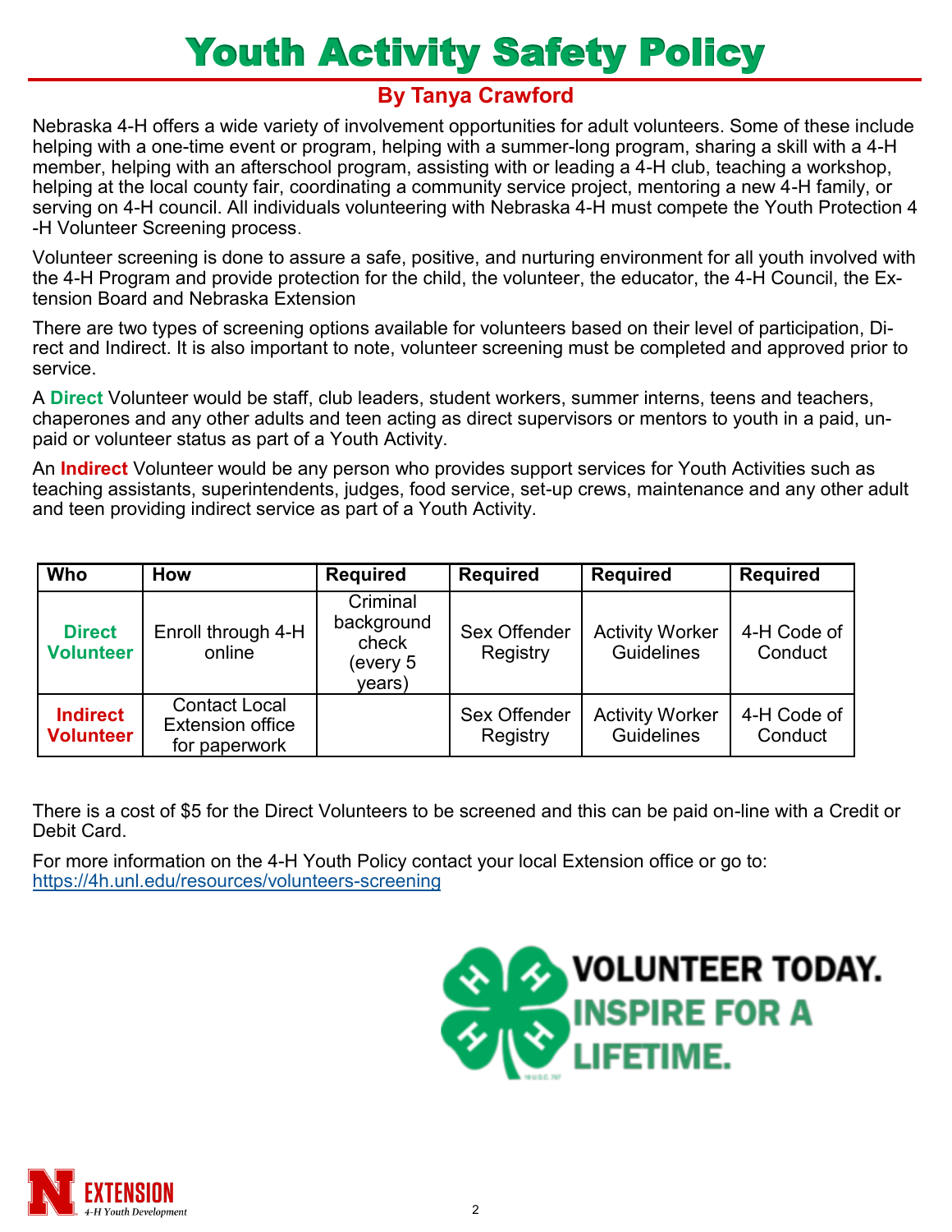# Youth Activity Safety Policy

## By Tanya Crawford

Nebraska 4-H offers a wide variety of involvement opportunities for adult volunteers. Some of these include helping with a one-time event or program, helping with a summer-long program, sharing a skill with a 4-H member, helping with an afterschool program, assisting with or leading a 4-H club, teaching a workshop, helping at the local county fair, coordinating a community service project, mentoring a new 4-H family, or serving on 4-H council. All individuals volunteering with Nebraska 4-H must compete the Youth Protection 4-H Volunteer Screening process.

Volunteer screening is done to assure a safe, positive, and nurturing environment for all youth involved with the 4-H Program and provide protection for the child, the volunteer, the educator, the 4-H Council, the Extension Board and Nebraska Extension

There are two types of screening options available for volunteers based on their level of participation, Direct and Indirect. It is also important to note, volunteer screening must be completed and approved prior to service.

A **Direct** Volunteer would be staff, club leaders, student workers, summer interns, teens and teachers, chaperones and any other adults and teen acting as direct supervisors or mentors to youth in a paid, unpaid or volunteer status as part of a Youth Activity.

An **Indirect** Volunteer would be any person who provides support services for Youth Activities such as teaching assistants, superintendents, judges, food service, set-up crews, maintenance and any other adult and teen providing indirect service as part of a Youth Activity.

| Who | How | Required | Required | Required | Required |
|---|---|---|---|---|---|
| **Direct Volunteer** | Enroll through 4-H online | Criminal background check (every 5 years) | Sex Offender Registry | Activity Worker Guidelines | 4-H Code of Conduct |
| **Indirect Volunteer** | Contact Local Extension office for paperwork | | Sex Offender Registry | Activity Worker Guidelines | 4-H Code of Conduct |

There is a cost of $5 for the Direct Volunteers to be screened and this can be paid on-line with a Credit or Debit Card.

For more information on the 4-H Youth Policy contact your local Extension office or go to: https://4h.unl.edu/resources/volunteers-screening

VOLUNTEER TODAY. INSPIRE FOR A LIFETIME.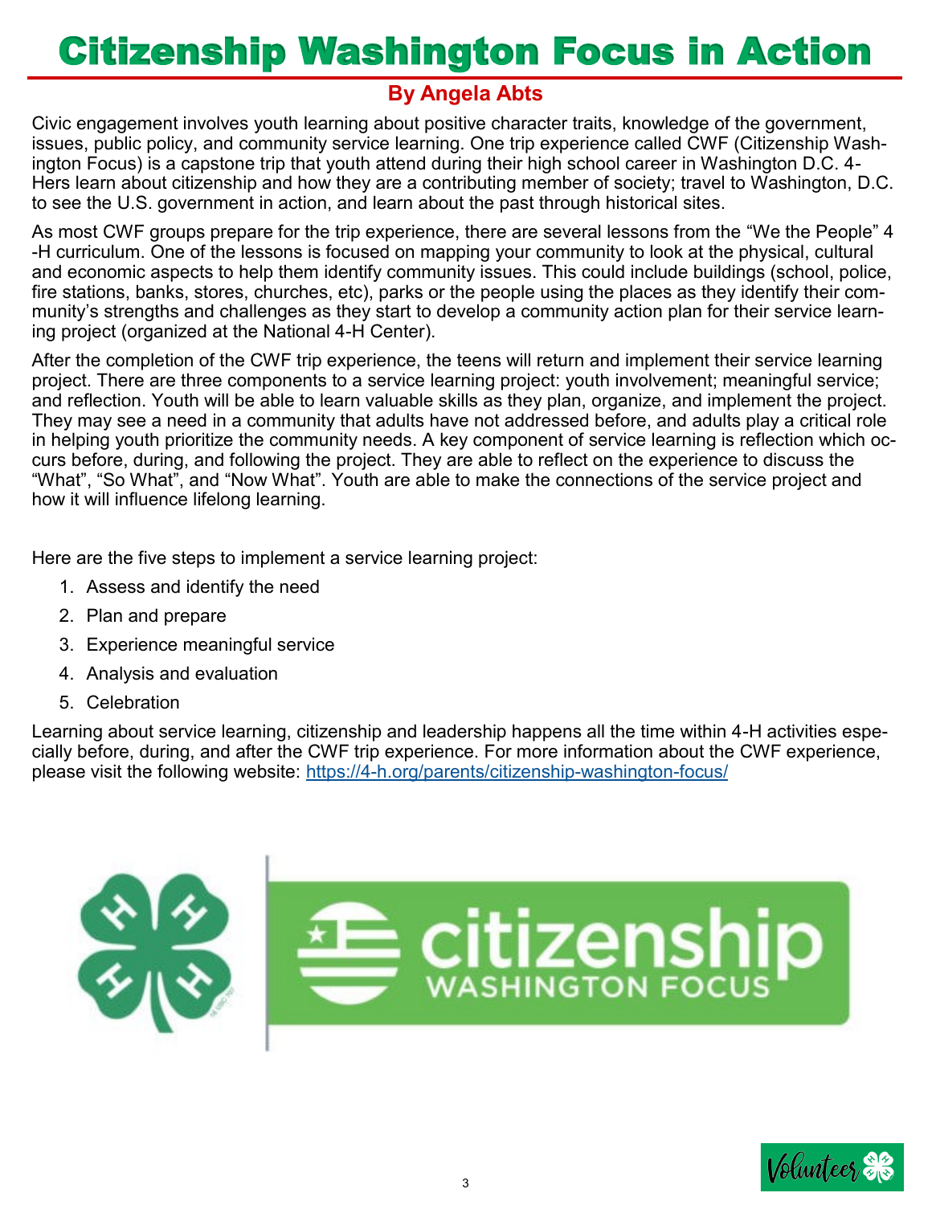# Citizenship Washington Focus in Action

**By Angela Abts**

Civic engagement involves youth learning about positive character traits, knowledge of the government, issues, public policy, and community service learning. One trip experience called CWF (Citizenship Washington Focus) is a capstone trip that youth attend during their high school career in Washington D.C. 4-Hers learn about citizenship and how they are a contributing member of society; travel to Washington, D.C. to see the U.S. government in action, and learn about the past through historical sites.

As most CWF groups prepare for the trip experience, there are several lessons from the "We the People" 4-H curriculum. One of the lessons is focused on mapping your community to look at the physical, cultural and economic aspects to help them identify community issues. This could include buildings (school, police, fire stations, banks, stores, churches, etc), parks or the people using the places as they identify their community's strengths and challenges as they start to develop a community action plan for their service learning project (organized at the National 4-H Center).

After the completion of the CWF trip experience, the teens will return and implement their service learning project. There are three components to a service learning project: youth involvement; meaningful service; and reflection. Youth will be able to learn valuable skills as they plan, organize, and implement the project. They may see a need in a community that adults have not addressed before, and adults play a critical role in helping youth prioritize the community needs. A key component of service learning is reflection which occurs before, during, and following the project. They are able to reflect on the experience to discuss the "What", "So What", and "Now What". Youth are able to make the connections of the service project and how it will influence lifelong learning.

Here are the five steps to implement a service learning project:

1. Assess and identify the need
2. Plan and prepare
3. Experience meaningful service
4. Analysis and evaluation
5. Celebration

Learning about service learning, citizenship and leadership happens all the time within 4-H activities especially before, during, and after the CWF trip experience. For more information about the CWF experience, please visit the following website: https://4-h.org/parents/citizenship-washington-focus/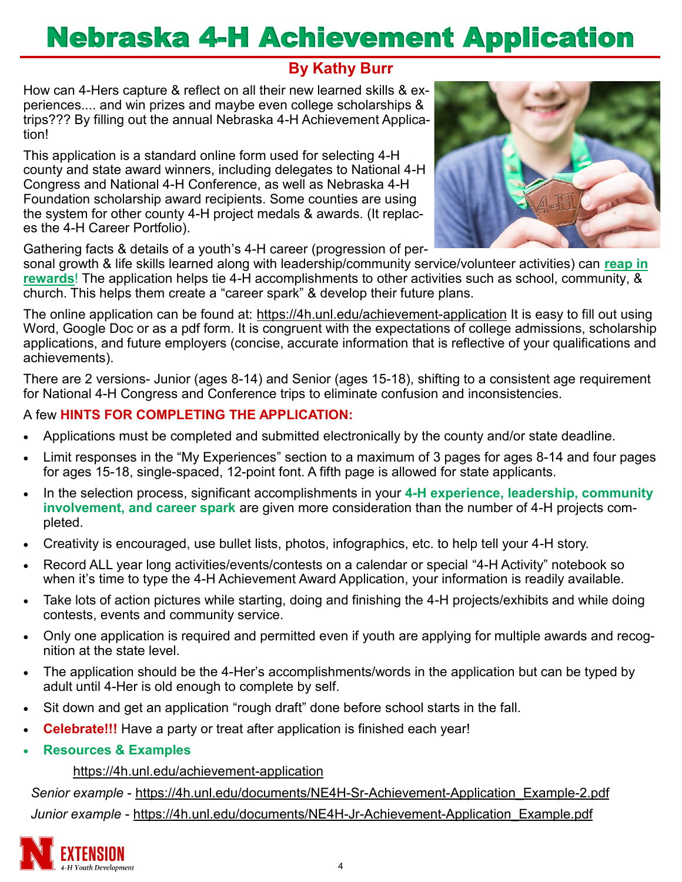# Nebraska 4-H Achievement Application

**By Kathy Burr**

How can 4-Hers capture & reflect on all their new learned skills & experiences.... and win prizes and maybe even college scholarships & trips??? By filling out the annual Nebraska 4-H Achievement Application!

This application is a standard online form used for selecting 4-H county and state award winners, including delegates to National 4-H Congress and National 4-H Conference, as well as Nebraska 4-H Foundation scholarship award recipients. Some counties are using the system for other county 4-H project medals & awards. (It replaces the 4-H Career Portfolio).

Gathering facts & details of a youth's 4-H career (progression of personal growth & life skills learned along with leadership/community service/volunteer activities) can **reap in rewards**! The application helps tie 4-H accomplishments to other activities such as school, community, & church. This helps them create a "career spark" & develop their future plans.

The online application can be found at: https://4h.unl.edu/achievement-application It is easy to fill out using Word, Google Doc or as a pdf form. It is congruent with the expectations of college admissions, scholarship applications, and future employers (concise, accurate information that is reflective of your qualifications and achievements).

There are 2 versions- Junior (ages 8-14) and Senior (ages 15-18), shifting to a consistent age requirement for National 4-H Congress and Conference trips to eliminate confusion and inconsistencies.

A few **HINTS FOR COMPLETING THE APPLICATION:**

- Applications must be completed and submitted electronically by the county and/or state deadline.
- Limit responses in the "My Experiences" section to a maximum of 3 pages for ages 8-14 and four pages for ages 15-18, single-spaced, 12-point font. A fifth page is allowed for state applicants.
- In the selection process, significant accomplishments in your **4-H experience, leadership, community involvement, and career spark** are given more consideration than the number of 4-H projects completed.
- Creativity is encouraged, use bullet lists, photos, infographics, etc. to help tell your 4-H story.
- Record ALL year long activities/events/contests on a calendar or special "4-H Activity" notebook so when it's time to type the 4-H Achievement Award Application, your information is readily available.
- Take lots of action pictures while starting, doing and finishing the 4-H projects/exhibits and while doing contests, events and community service.
- Only one application is required and permitted even if youth are applying for multiple awards and recognition at the state level.
- The application should be the 4-Her's accomplishments/words in the application but can be typed by adult until 4-Her is old enough to complete by self.
- Sit down and get an application "rough draft" done before school starts in the fall.
- **Celebrate!!!** Have a party or treat after application is finished each year!
- **Resources & Examples**

  https://4h.unl.edu/achievement-application

*Senior example* - https://4h.unl.edu/documents/NE4H-Sr-Achievement-Application_Example-2.pdf

*Junior example* - https://4h.unl.edu/documents/NE4H-Jr-Achievement-Application_Example.pdf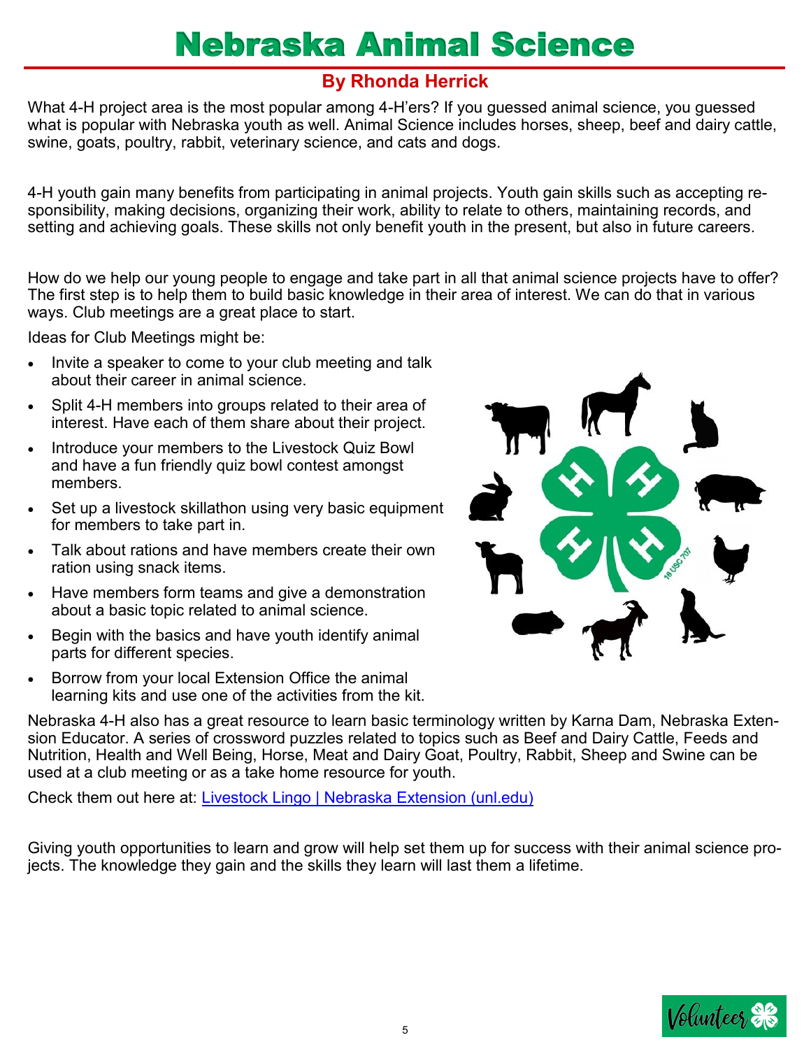# Nebraska Animal Science

## By Rhonda Herrick

What 4-H project area is the most popular among 4-H'ers? If you guessed animal science, you guessed what is popular with Nebraska youth as well. Animal Science includes horses, sheep, beef and dairy cattle, swine, goats, poultry, rabbit, veterinary science, and cats and dogs.

4-H youth gain many benefits from participating in animal projects. Youth gain skills such as accepting responsibility, making decisions, organizing their work, ability to relate to others, maintaining records, and setting and achieving goals. These skills not only benefit youth in the present, but also in future careers.

How do we help our young people to engage and take part in all that animal science projects have to offer? The first step is to help them to build basic knowledge in their area of interest. We can do that in various ways. Club meetings are a great place to start.

Ideas for Club Meetings might be:

- Invite a speaker to come to your club meeting and talk about their career in animal science.
- Split 4-H members into groups related to their area of interest. Have each of them share about their project.
- Introduce your members to the Livestock Quiz Bowl and have a fun friendly quiz bowl contest amongst members.
- Set up a livestock skillathon using very basic equipment for members to take part in.
- Talk about rations and have members create their own ration using snack items.
- Have members form teams and give a demonstration about a basic topic related to animal science.
- Begin with the basics and have youth identify animal parts for different species.
- Borrow from your local Extension Office the animal learning kits and use one of the activities from the kit.

Nebraska 4-H also has a great resource to learn basic terminology written by Karna Dam, Nebraska Extension Educator. A series of crossword puzzles related to topics such as Beef and Dairy Cattle, Feeds and Nutrition, Health and Well Being, Horse, Meat and Dairy Goat, Poultry, Rabbit, Sheep and Swine can be used at a club meeting or as a take home resource for youth.

Check them out here at: [Livestock Lingo | Nebraska Extension (unl.edu)]

Giving youth opportunities to learn and grow will help set them up for success with their animal science projects. The knowledge they gain and the skills they learn will last them a lifetime.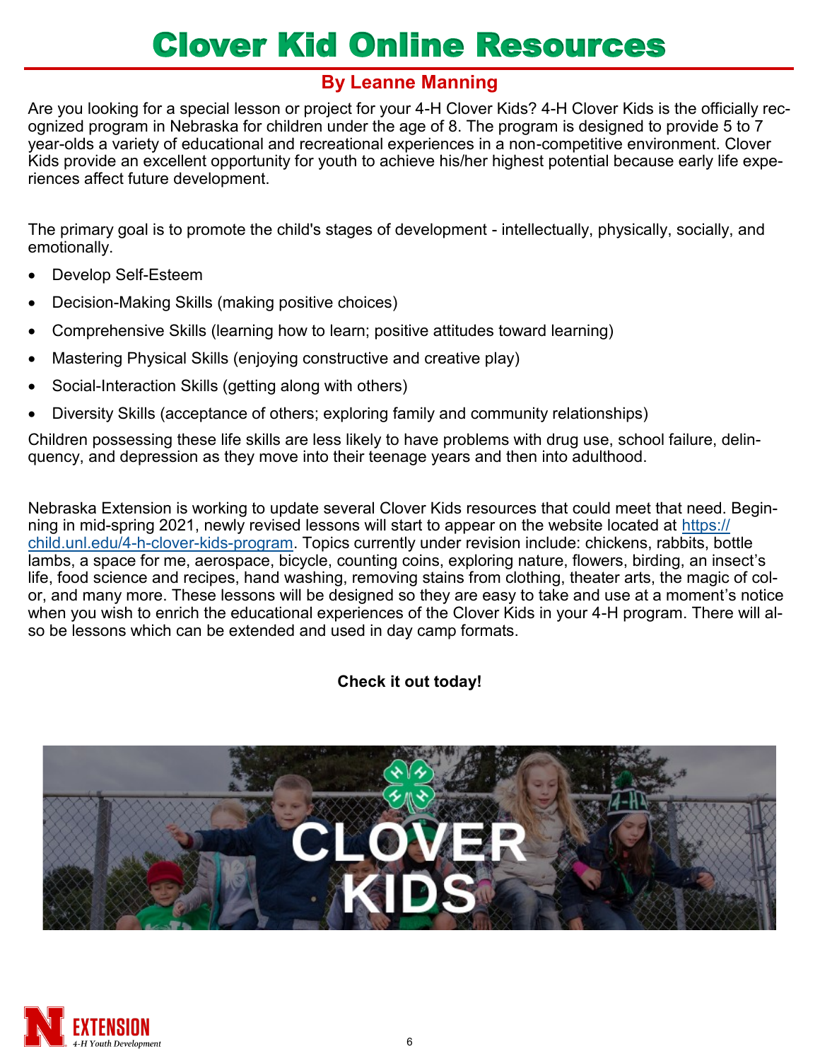# Clover Kid Online Resources

## By Leanne Manning

Are you looking for a special lesson or project for your 4-H Clover Kids? 4-H Clover Kids is the officially recognized program in Nebraska for children under the age of 8. The program is designed to provide 5 to 7 year-olds a variety of educational and recreational experiences in a non-competitive environment. Clover Kids provide an excellent opportunity for youth to achieve his/her highest potential because early life experiences affect future development.

The primary goal is to promote the child's stages of development - intellectually, physically, socially, and emotionally.

- Develop Self-Esteem
- Decision-Making Skills (making positive choices)
- Comprehensive Skills (learning how to learn; positive attitudes toward learning)
- Mastering Physical Skills (enjoying constructive and creative play)
- Social-Interaction Skills (getting along with others)
- Diversity Skills (acceptance of others; exploring family and community relationships)

Children possessing these life skills are less likely to have problems with drug use, school failure, delinquency, and depression as they move into their teenage years and then into adulthood.

Nebraska Extension is working to update several Clover Kids resources that could meet that need. Beginning in mid-spring 2021, newly revised lessons will start to appear on the website located at [https://child.unl.edu/4-h-clover-kids-program](https://child.unl.edu/4-h-clover-kids-program). Topics currently under revision include: chickens, rabbits, bottle lambs, a space for me, aerospace, bicycle, counting coins, exploring nature, flowers, birding, an insect's life, food science and recipes, hand washing, removing stains from clothing, theater arts, the magic of color, and many more. These lessons will be designed so they are easy to take and use at a moment's notice when you wish to enrich the educational experiences of the Clover Kids in your 4-H program. There will also be lessons which can be extended and used in day camp formats.

**Check it out today!**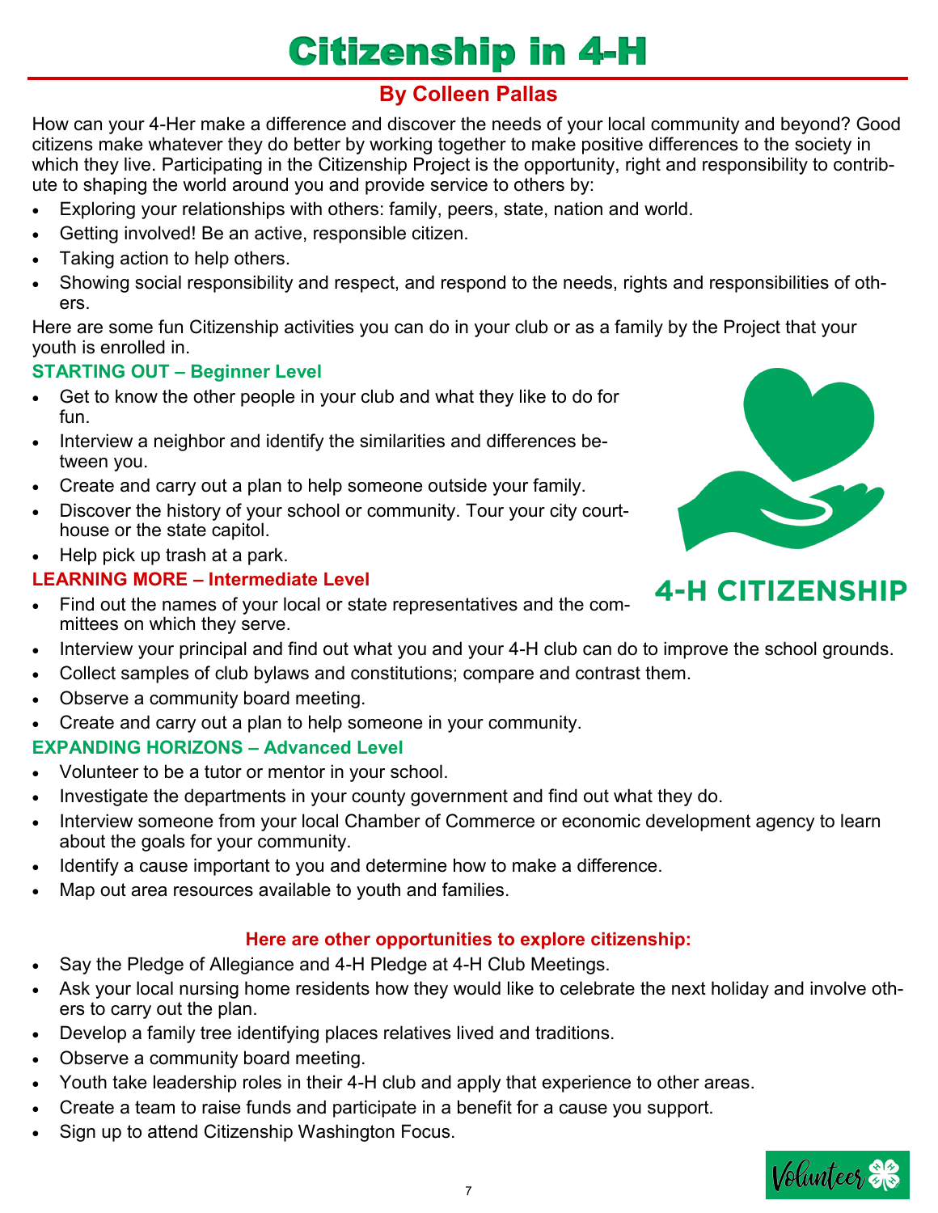# Citizenship in 4-H

## By Colleen Pallas

How can your 4-Her make a difference and discover the needs of your local community and beyond? Good citizens make whatever they do better by working together to make positive differences to the society in which they live. Participating in the Citizenship Project is the opportunity, right and responsibility to contribute to shaping the world around you and provide service to others by:

- Exploring your relationships with others: family, peers, state, nation and world.
- Getting involved! Be an active, responsible citizen.
- Taking action to help others.
- Showing social responsibility and respect, and respond to the needs, rights and responsibilities of others.

Here are some fun Citizenship activities you can do in your club or as a family by the Project that your youth is enrolled in.

### STARTING OUT – Beginner Level

- Get to know the other people in your club and what they like to do for fun.
- Interview a neighbor and identify the similarities and differences between you.
- Create and carry out a plan to help someone outside your family.
- Discover the history of your school or community. Tour your city courthouse or the state capitol.
- Help pick up trash at a park.

4-H CITIZENSHIP

### LEARNING MORE – Intermediate Level

- Find out the names of your local or state representatives and the committees on which they serve.
- Interview your principal and find out what you and your 4-H club can do to improve the school grounds.
- Collect samples of club bylaws and constitutions; compare and contrast them.
- Observe a community board meeting.
- Create and carry out a plan to help someone in your community.

### EXPANDING HORIZONS – Advanced Level

- Volunteer to be a tutor or mentor in your school.
- Investigate the departments in your county government and find out what they do.
- Interview someone from your local Chamber of Commerce or economic development agency to learn about the goals for your community.
- Identify a cause important to you and determine how to make a difference.
- Map out area resources available to youth and families.

### Here are other opportunities to explore citizenship:

- Say the Pledge of Allegiance and 4-H Pledge at 4-H Club Meetings.
- Ask your local nursing home residents how they would like to celebrate the next holiday and involve others to carry out the plan.
- Develop a family tree identifying places relatives lived and traditions.
- Observe a community board meeting.
- Youth take leadership roles in their 4-H club and apply that experience to other areas.
- Create a team to raise funds and participate in a benefit for a cause you support.
- Sign up to attend Citizenship Washington Focus.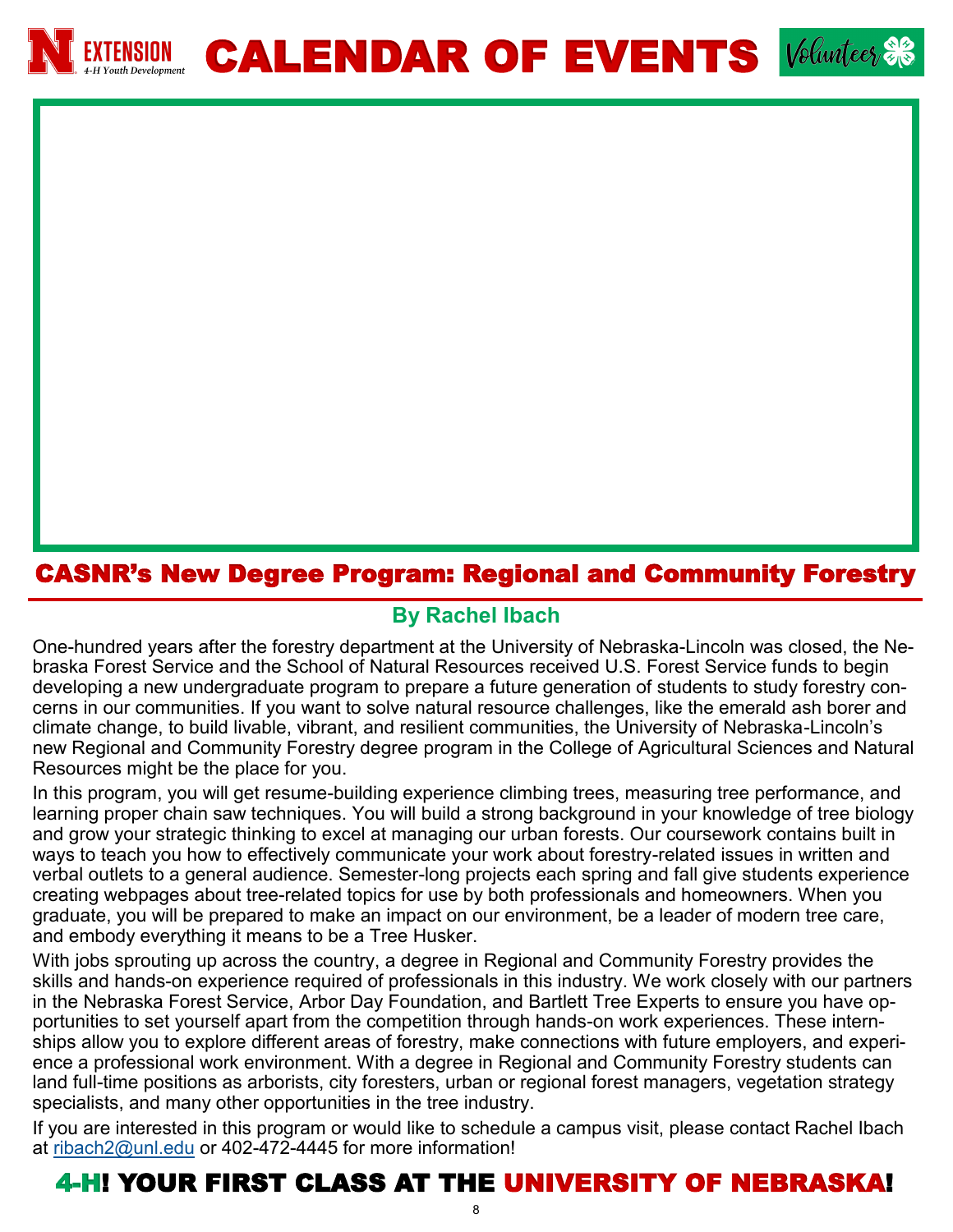# CALENDAR OF EVENTS

## CASNR's New Degree Program: Regional and Community Forestry

### By Rachel Ibach

One-hundred years after the forestry department at the University of Nebraska-Lincoln was closed, the Nebraska Forest Service and the School of Natural Resources received U.S. Forest Service funds to begin developing a new undergraduate program to prepare a future generation of students to study forestry concerns in our communities. If you want to solve natural resource challenges, like the emerald ash borer and climate change, to build livable, vibrant, and resilient communities, the University of Nebraska-Lincoln's new Regional and Community Forestry degree program in the College of Agricultural Sciences and Natural Resources might be the place for you.

In this program, you will get resume-building experience climbing trees, measuring tree performance, and learning proper chain saw techniques. You will build a strong background in your knowledge of tree biology and grow your strategic thinking to excel at managing our urban forests. Our coursework contains built in ways to teach you how to effectively communicate your work about forestry-related issues in written and verbal outlets to a general audience. Semester-long projects each spring and fall give students experience creating webpages about tree-related topics for use by both professionals and homeowners. When you graduate, you will be prepared to make an impact on our environment, be a leader of modern tree care, and embody everything it means to be a Tree Husker.

With jobs sprouting up across the country, a degree in Regional and Community Forestry provides the skills and hands-on experience required of professionals in this industry. We work closely with our partners in the Nebraska Forest Service, Arbor Day Foundation, and Bartlett Tree Experts to ensure you have opportunities to set yourself apart from the competition through hands-on work experiences. These internships allow you to explore different areas of forestry, make connections with future employers, and experience a professional work environment. With a degree in Regional and Community Forestry students can land full-time positions as arborists, city foresters, urban or regional forest managers, vegetation strategy specialists, and many other opportunities in the tree industry.

If you are interested in this program or would like to schedule a campus visit, please contact Rachel Ibach at ribach2@unl.edu or 402-472-4445 for more information!

**4-H! YOUR FIRST CLASS AT THE UNIVERSITY OF NEBRASKA!**